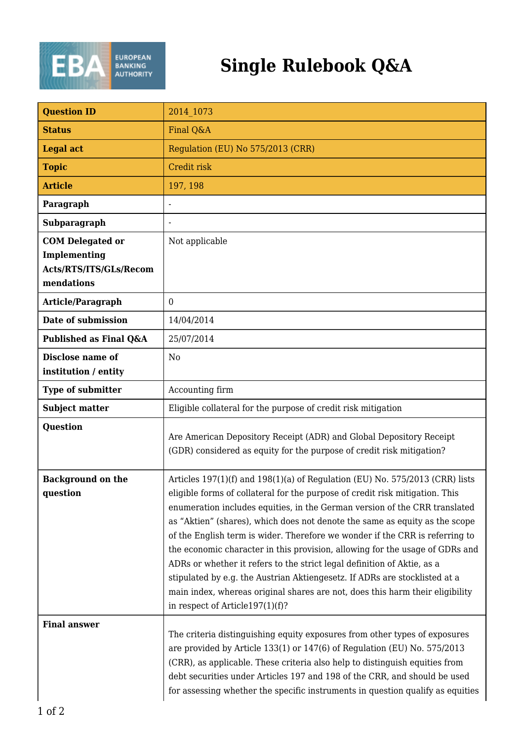# Single Rulebook Q&A

| | |
|---|---|
| **Question ID** | 2014_1073 |
| **Status** | Final Q&A |
| **Legal act** | Regulation (EU) No 575/2013 (CRR) |
| **Topic** | Credit risk |
| **Article** | 197, 198 |
| **Paragraph** | - |
| **Subparagraph** | - |
| **COM Delegated or Implementing Acts/RTS/ITS/GLs/Recommendations** | Not applicable |
| **Article/Paragraph** | 0 |
| **Date of submission** | 14/04/2014 |
| **Published as Final Q&A** | 25/07/2014 |
| **Disclose name of institution / entity** | No |
| **Type of submitter** | Accounting firm |
| **Subject matter** | Eligible collateral for the purpose of credit risk mitigation |
| **Question** | Are American Depository Receipt (ADR) and Global Depository Receipt (GDR) considered as equity for the purpose of credit risk mitigation? |
| **Background on the question** | Articles 197(1)(f) and 198(1)(a) of Regulation (EU) No. 575/2013 (CRR) lists eligible forms of collateral for the purpose of credit risk mitigation. This enumeration includes equities, in the German version of the CRR translated as "Aktien" (shares), which does not denote the same as equity as the scope of the English term is wider. Therefore we wonder if the CRR is referring to the economic character in this provision, allowing for the usage of GDRs and ADRs or whether it refers to the strict legal definition of Aktie, as a stipulated by e.g. the Austrian Aktiengesetz. If ADRs are stocklisted at a main index, whereas original shares are not, does this harm their eligibility in respect of Article197(1)(f)? |
| **Final answer** | The criteria distinguishing equity exposures from other types of exposures are provided by Article 133(1) or 147(6) of Regulation (EU) No. 575/2013 (CRR), as applicable. These criteria also help to distinguish equities from debt securities under Articles 197 and 198 of the CRR, and should be used for assessing whether the specific instruments in question qualify as equities |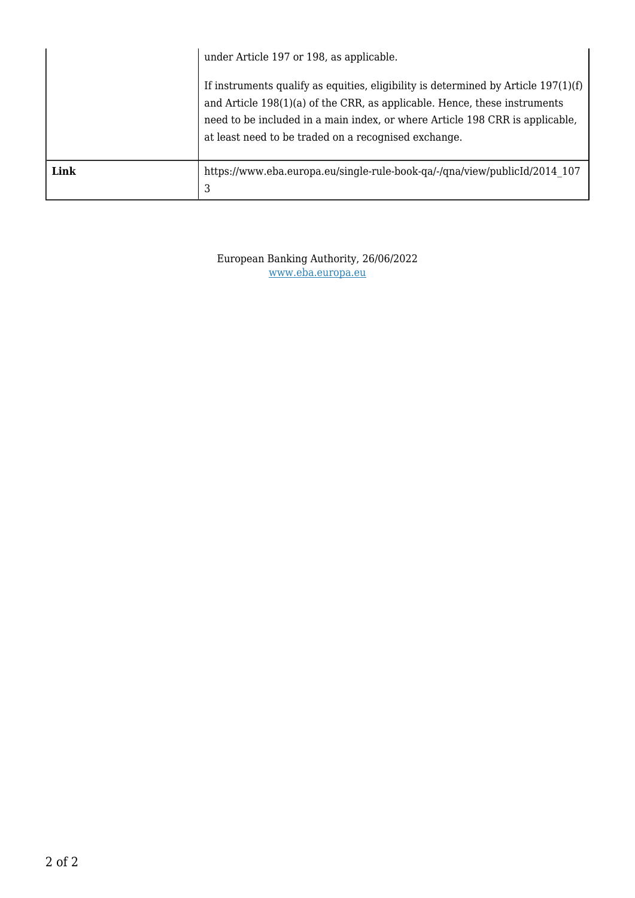| | |
|---|---|
| | under Article 197 or 198, as applicable.<br><br>If instruments qualify as equities, eligibility is determined by Article 197(1)(f) and Article 198(1)(a) of the CRR, as applicable. Hence, these instruments need to be included in a main index, or where Article 198 CRR is applicable, at least need to be traded on a recognised exchange. |
| **Link** | https://www.eba.europa.eu/single-rule-book-qa/-/qna/view/publicId/2014_1073 |

European Banking Authority, 26/06/2022
www.eba.europa.eu